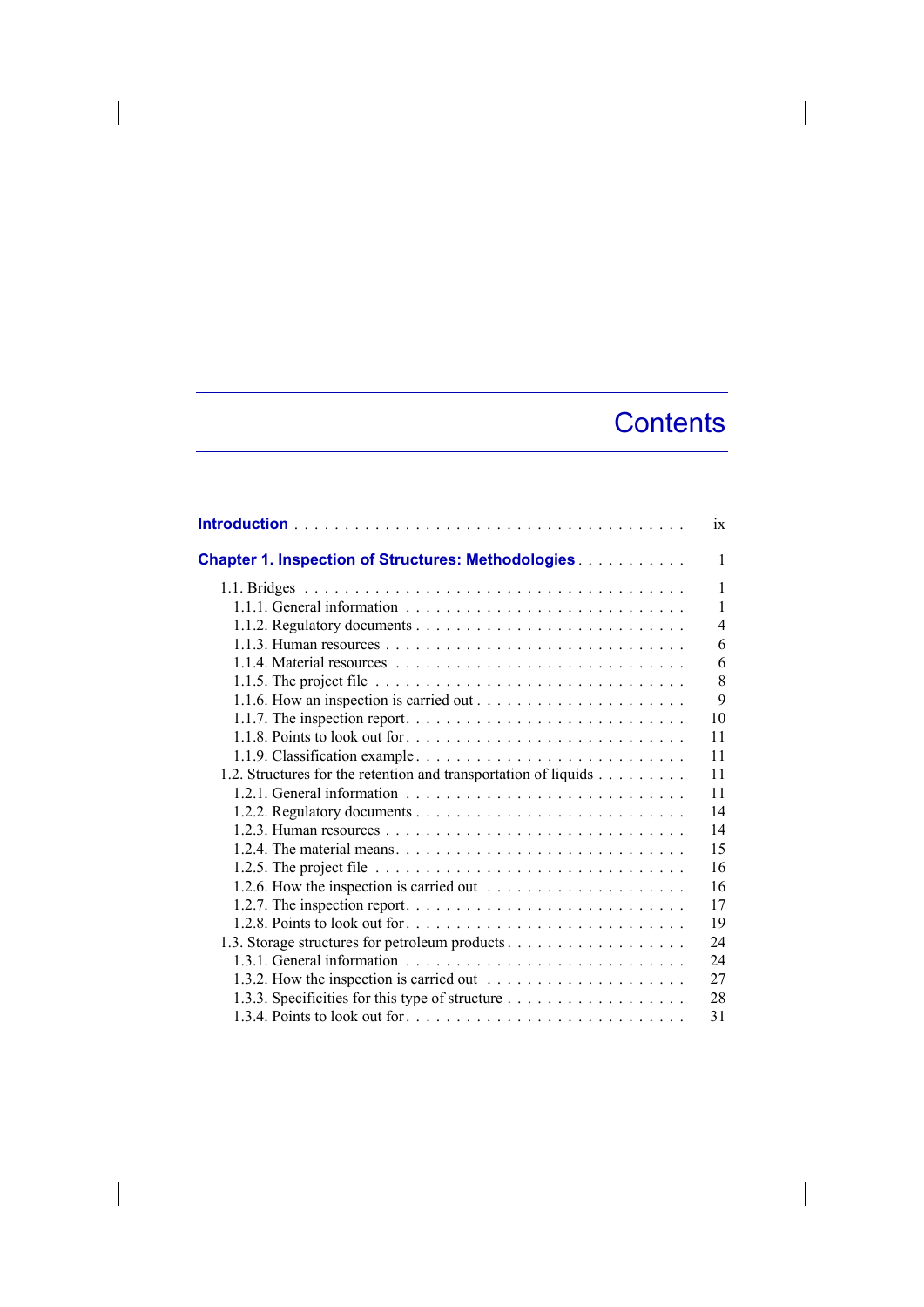# Contents

**Introduction** . . . . . . . . . . . . . . . . . . . . . . . . . . . . . . . . . . . . . ix

**Chapter 1. Inspection of Structures: Methodologies** . . . . . . . . . . . 1

1.1. Bridges . . . . . . . . . . . . . . . . . . . . . . . . . . . . . . . . . . . . . 1
  1.1.1. General information . . . . . . . . . . . . . . . . . . . . . . . . . . . . 1
  1.1.2. Regulatory documents . . . . . . . . . . . . . . . . . . . . . . . . . . . 4
  1.1.3. Human resources . . . . . . . . . . . . . . . . . . . . . . . . . . . . . . 6
  1.1.4. Material resources . . . . . . . . . . . . . . . . . . . . . . . . . . . . . 6
  1.1.5. The project file . . . . . . . . . . . . . . . . . . . . . . . . . . . . . . 8
  1.1.6. How an inspection is carried out . . . . . . . . . . . . . . . . . . . . . 9
  1.1.7. The inspection report. . . . . . . . . . . . . . . . . . . . . . . . . . . 10
  1.1.8. Points to look out for. . . . . . . . . . . . . . . . . . . . . . . . . . . 11
  1.1.9. Classification example . . . . . . . . . . . . . . . . . . . . . . . . . . 11
1.2. Structures for the retention and transportation of liquids . . . . . . . . . 11
  1.2.1. General information . . . . . . . . . . . . . . . . . . . . . . . . . . . . 11
  1.2.2. Regulatory documents . . . . . . . . . . . . . . . . . . . . . . . . . . . 14
  1.2.3. Human resources . . . . . . . . . . . . . . . . . . . . . . . . . . . . . . 14
  1.2.4. The material means. . . . . . . . . . . . . . . . . . . . . . . . . . . . 15
  1.2.5. The project file . . . . . . . . . . . . . . . . . . . . . . . . . . . . . . 16
  1.2.6. How the inspection is carried out . . . . . . . . . . . . . . . . . . . . 16
  1.2.7. The inspection report. . . . . . . . . . . . . . . . . . . . . . . . . . . 17
  1.2.8. Points to look out for. . . . . . . . . . . . . . . . . . . . . . . . . . . 19
1.3. Storage structures for petroleum products . . . . . . . . . . . . . . . . . . 24
  1.3.1. General information . . . . . . . . . . . . . . . . . . . . . . . . . . . . 24
  1.3.2. How the inspection is carried out . . . . . . . . . . . . . . . . . . . . 27
  1.3.3. Specificities for this type of structure . . . . . . . . . . . . . . . . . . 28
  1.3.4. Points to look out for. . . . . . . . . . . . . . . . . . . . . . . . . . . 31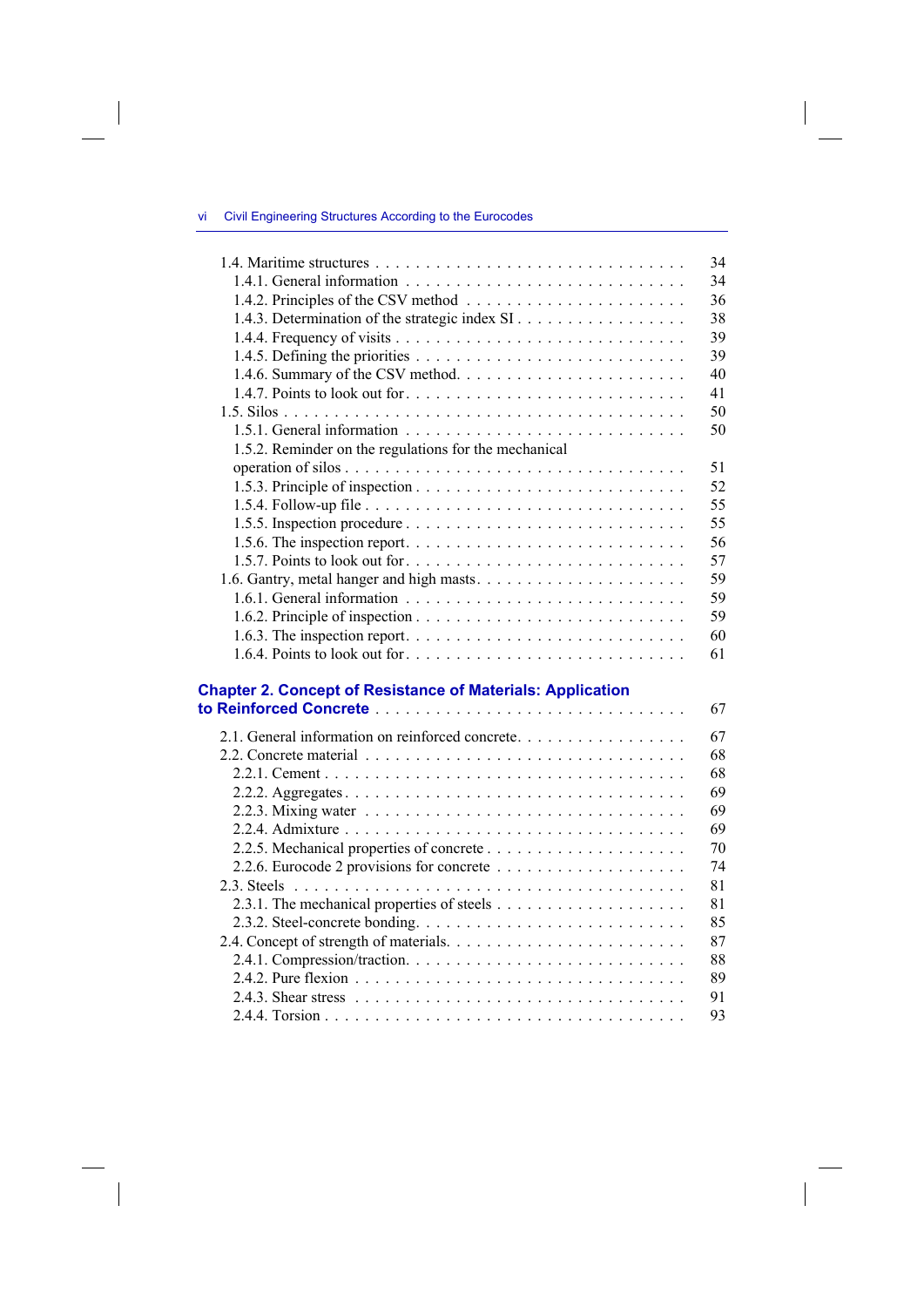1.4. Maritime structures . . . . . . . . . . . . . . . . . . . . . . . . . . . . . . 34
   1.4.1. General information . . . . . . . . . . . . . . . . . . . . . . . . . . . 34
   1.4.2. Principles of the CSV method . . . . . . . . . . . . . . . . . . . . . . 36
   1.4.3. Determination of the strategic index SI . . . . . . . . . . . . . . . . . 38
   1.4.4. Frequency of visits . . . . . . . . . . . . . . . . . . . . . . . . . . . 39
   1.4.5. Defining the priorities . . . . . . . . . . . . . . . . . . . . . . . . . 39
   1.4.6. Summary of the CSV method. . . . . . . . . . . . . . . . . . . . . . . 40
   1.4.7. Points to look out for. . . . . . . . . . . . . . . . . . . . . . . . . . 41
1.5. Silos . . . . . . . . . . . . . . . . . . . . . . . . . . . . . . . . . . . . . 50
   1.5.1. General information . . . . . . . . . . . . . . . . . . . . . . . . . . . 50
   1.5.2. Reminder on the regulations for the mechanical operation of silos . . . . . . . . . . . . . . . . . . . . . . . . . . . . . 51
   1.5.3. Principle of inspection . . . . . . . . . . . . . . . . . . . . . . . . . 52
   1.5.4. Follow-up file . . . . . . . . . . . . . . . . . . . . . . . . . . . . . 55
   1.5.5. Inspection procedure . . . . . . . . . . . . . . . . . . . . . . . . . . 55
   1.5.6. The inspection report. . . . . . . . . . . . . . . . . . . . . . . . . . 56
   1.5.7. Points to look out for. . . . . . . . . . . . . . . . . . . . . . . . . . 57
1.6. Gantry, metal hanger and high masts. . . . . . . . . . . . . . . . . . . . . 59
   1.6.1. General information . . . . . . . . . . . . . . . . . . . . . . . . . . . 59
   1.6.2. Principle of inspection . . . . . . . . . . . . . . . . . . . . . . . . . 59
   1.6.3. The inspection report. . . . . . . . . . . . . . . . . . . . . . . . . . 60
   1.6.4. Points to look out for. . . . . . . . . . . . . . . . . . . . . . . . . . 61

**Chapter 2. Concept of Resistance of Materials: Application to Reinforced Concrete** . . . . . . . . . . . . . . . . . . . . . . . . . . . . . 67

2.1. General information on reinforced concrete. . . . . . . . . . . . . . . . . 67
2.2. Concrete material . . . . . . . . . . . . . . . . . . . . . . . . . . . . . . 68
   2.2.1. Cement . . . . . . . . . . . . . . . . . . . . . . . . . . . . . . . . . 68
   2.2.2. Aggregates . . . . . . . . . . . . . . . . . . . . . . . . . . . . . . . 69
   2.2.3. Mixing water . . . . . . . . . . . . . . . . . . . . . . . . . . . . . . 69
   2.2.4. Admixture . . . . . . . . . . . . . . . . . . . . . . . . . . . . . . . 69
   2.2.5. Mechanical properties of concrete . . . . . . . . . . . . . . . . . . . . 70
   2.2.6. Eurocode 2 provisions for concrete . . . . . . . . . . . . . . . . . . . 74
2.3. Steels . . . . . . . . . . . . . . . . . . . . . . . . . . . . . . . . . . . . 81
   2.3.1. The mechanical properties of steels . . . . . . . . . . . . . . . . . . . 81
   2.3.2. Steel-concrete bonding. . . . . . . . . . . . . . . . . . . . . . . . . . 85
2.4. Concept of strength of materials. . . . . . . . . . . . . . . . . . . . . . . 87
   2.4.1. Compression/traction. . . . . . . . . . . . . . . . . . . . . . . . . . . 88
   2.4.2. Pure flexion . . . . . . . . . . . . . . . . . . . . . . . . . . . . . . . 89
   2.4.3. Shear stress . . . . . . . . . . . . . . . . . . . . . . . . . . . . . . . 91
   2.4.4. Torsion . . . . . . . . . . . . . . . . . . . . . . . . . . . . . . . . . 93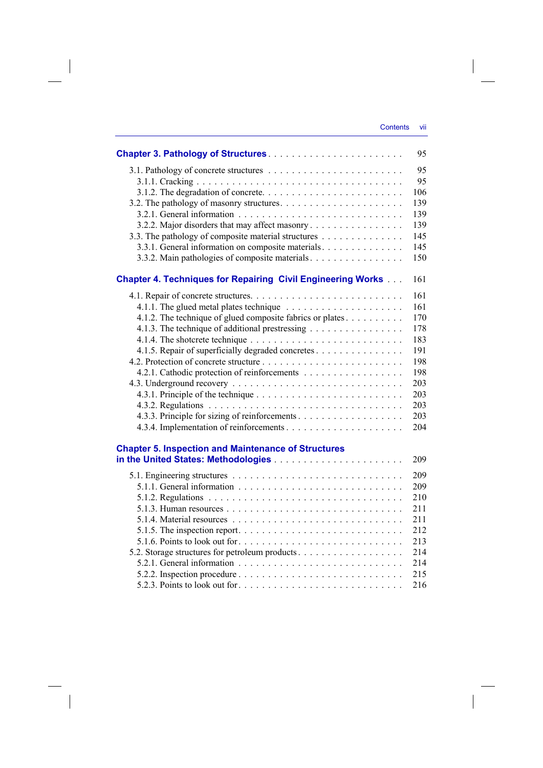**Chapter 3. Pathology of Structures** . . . . . . . . . . . . . . . . . . . . . . . 95

3.1. Pathology of concrete structures . . . . . . . . . . . . . . . . . . . . . . 95
   3.1.1. Cracking . . . . . . . . . . . . . . . . . . . . . . . . . . . . . . . . 95
   3.1.2. The degradation of concrete. . . . . . . . . . . . . . . . . . . . . . 106
3.2. The pathology of masonry structures. . . . . . . . . . . . . . . . . . . . 139
   3.2.1. General information . . . . . . . . . . . . . . . . . . . . . . . . . 139
   3.2.2. Major disorders that may affect masonry . . . . . . . . . . . . . . . 139
3.3. The pathology of composite material structures . . . . . . . . . . . . . 145
   3.3.1. General information on composite materials . . . . . . . . . . . . . 145
   3.3.2. Main pathologies of composite materials . . . . . . . . . . . . . . . 150

**Chapter 4. Techniques for Repairing Civil Engineering Works** . . . 161

4.1. Repair of concrete structures. . . . . . . . . . . . . . . . . . . . . . . . 161
   4.1.1. The glued metal plates technique . . . . . . . . . . . . . . . . . . . 161
   4.1.2. The technique of glued composite fabrics or plates . . . . . . . . . . 170
   4.1.3. The technique of additional prestressing . . . . . . . . . . . . . . . 178
   4.1.4. The shotcrete technique . . . . . . . . . . . . . . . . . . . . . . . . 183
   4.1.5. Repair of superficially degraded concretes . . . . . . . . . . . . . . 191
4.2. Protection of concrete structure . . . . . . . . . . . . . . . . . . . . . . 198
   4.2.1. Cathodic protection of reinforcements . . . . . . . . . . . . . . . . . 198
4.3. Underground recovery . . . . . . . . . . . . . . . . . . . . . . . . . . . 203
   4.3.1. Principle of the technique . . . . . . . . . . . . . . . . . . . . . . . 203
   4.3.2. Regulations . . . . . . . . . . . . . . . . . . . . . . . . . . . . . . . 203
   4.3.3. Principle for sizing of reinforcements . . . . . . . . . . . . . . . . . 203
   4.3.4. Implementation of reinforcements . . . . . . . . . . . . . . . . . . . 204

**Chapter 5. Inspection and Maintenance of Structures in the United States: Methodologies** . . . . . . . . . . . . . . . . . . . . . . 209

5.1. Engineering structures . . . . . . . . . . . . . . . . . . . . . . . . . . . 209
   5.1.1. General information . . . . . . . . . . . . . . . . . . . . . . . . . . 209
   5.1.2. Regulations . . . . . . . . . . . . . . . . . . . . . . . . . . . . . . . 210
   5.1.3. Human resources . . . . . . . . . . . . . . . . . . . . . . . . . . . . 211
   5.1.4. Material resources . . . . . . . . . . . . . . . . . . . . . . . . . . . 211
   5.1.5. The inspection report. . . . . . . . . . . . . . . . . . . . . . . . . . 212
   5.1.6. Points to look out for. . . . . . . . . . . . . . . . . . . . . . . . . . 213
5.2. Storage structures for petroleum products . . . . . . . . . . . . . . . . . 214
   5.2.1. General information . . . . . . . . . . . . . . . . . . . . . . . . . . 214
   5.2.2. Inspection procedure . . . . . . . . . . . . . . . . . . . . . . . . . . 215
   5.2.3. Points to look out for . . . . . . . . . . . . . . . . . . . . . . . . . 216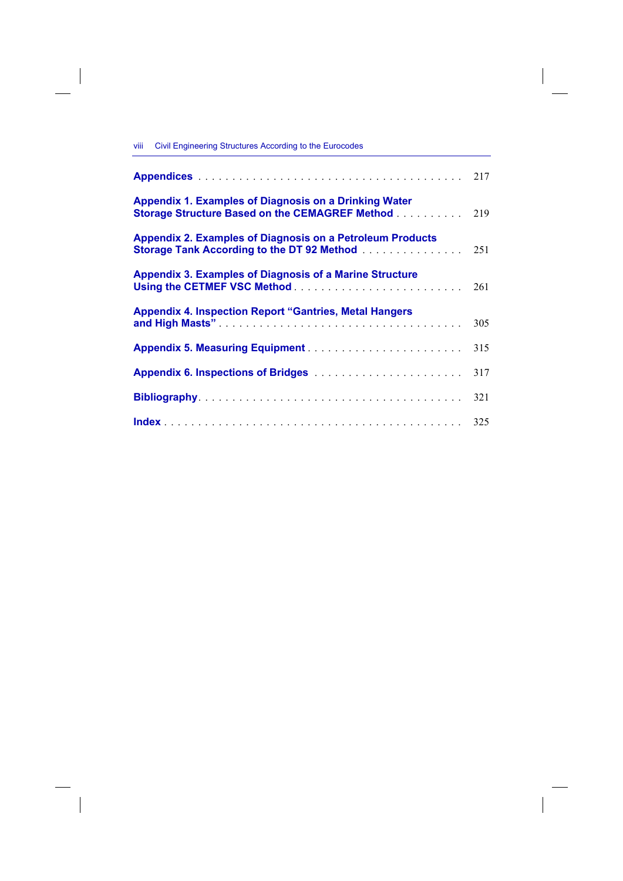**Appendices** . . . . . . . . . . . . . . . . . . . . . . . . . . . . . . . . . . . . . 217

**Appendix 1. Examples of Diagnosis on a Drinking Water Storage Structure Based on the CEMAGREF Method** . . . . . . . . . . 219

**Appendix 2. Examples of Diagnosis on a Petroleum Products Storage Tank According to the DT 92 Method** . . . . . . . . . . . . . . . . 251

**Appendix 3. Examples of Diagnosis of a Marine Structure Using the CETMEF VSC Method** . . . . . . . . . . . . . . . . . . . . . . . . . 261

**Appendix 4. Inspection Report "Gantries, Metal Hangers and High Masts"** . . . . . . . . . . . . . . . . . . . . . . . . . . . . . . . . . . . 305

**Appendix 5. Measuring Equipment** . . . . . . . . . . . . . . . . . . . . . . . . 315

**Appendix 6. Inspections of Bridges** . . . . . . . . . . . . . . . . . . . . . . . 317

**Bibliography** . . . . . . . . . . . . . . . . . . . . . . . . . . . . . . . . . . . . . 321

**Index** . . . . . . . . . . . . . . . . . . . . . . . . . . . . . . . . . . . . . . . . . 325